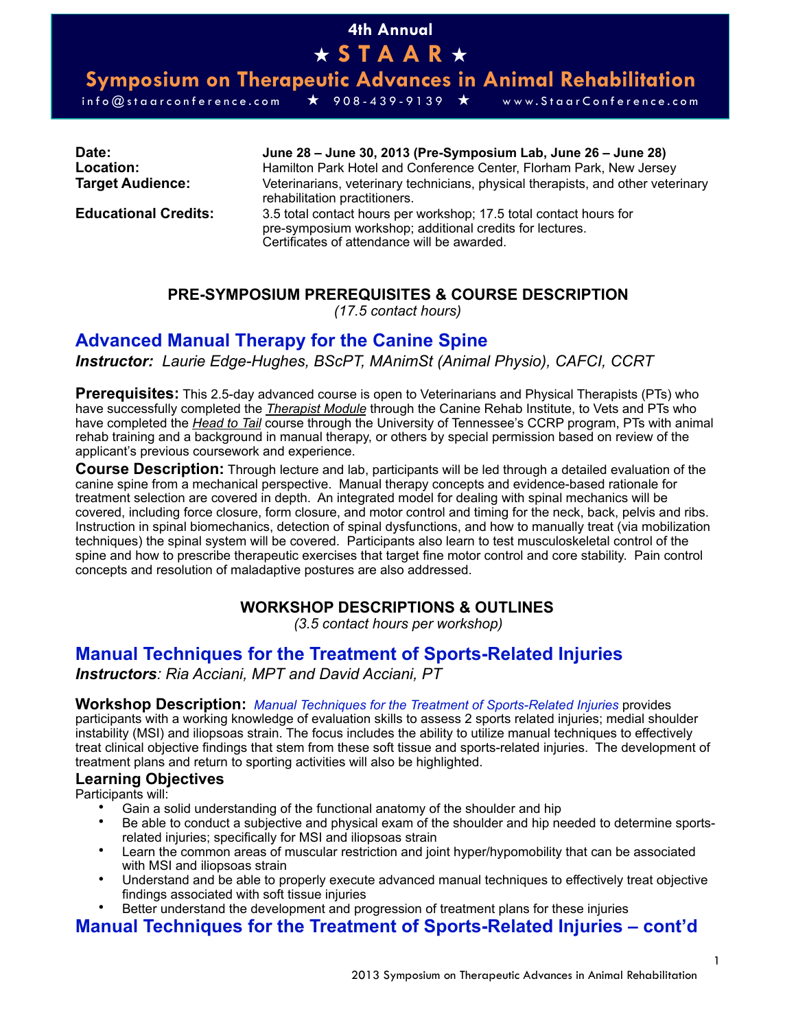4th Annual

# ★ S T A A R ★

## Symposium on Therapeutic Advances in Animal Rehabilitation

info@staarconference.com ★ 908-439-9139 ★ www.StaarConference.com

| | |
|---|---|
| **Date:** | **June 28 – June 30, 2013 (Pre-Symposium Lab, June 26 – June 28)** |
| **Location:** | Hamilton Park Hotel and Conference Center, Florham Park, New Jersey |
| **Target Audience:** | Veterinarians, veterinary technicians, physical therapists, and other veterinary rehabilitation practitioners. |
| **Educational Credits:** | 3.5 total contact hours per workshop; 17.5 total contact hours for pre-symposium workshop; additional credits for lectures. Certificates of attendance will be awarded. |

### PRE-SYMPOSIUM PREREQUISITES & COURSE DESCRIPTION

*(17.5 contact hours)*

## Advanced Manual Therapy for the Canine Spine

***Instructor:*** *Laurie Edge-Hughes, BScPT, MAnimSt (Animal Physio), CAFCI, CCRT*

**Prerequisites:** This 2.5-day advanced course is open to Veterinarians and Physical Therapists (PTs) who have successfully completed the *Therapist Module* through the Canine Rehab Institute, to Vets and PTs who have completed the *Head to Tail* course through the University of Tennessee's CCRP program, PTs with animal rehab training and a background in manual therapy, or others by special permission based on review of the applicant's previous coursework and experience.

**Course Description:** Through lecture and lab, participants will be led through a detailed evaluation of the canine spine from a mechanical perspective. Manual therapy concepts and evidence-based rationale for treatment selection are covered in depth. An integrated model for dealing with spinal mechanics will be covered, including force closure, form closure, and motor control and timing for the neck, back, pelvis and ribs. Instruction in spinal biomechanics, detection of spinal dysfunctions, and how to manually treat (via mobilization techniques) the spinal system will be covered. Participants also learn to test musculoskeletal control of the spine and how to prescribe therapeutic exercises that target fine motor control and core stability. Pain control concepts and resolution of maladaptive postures are also addressed.

### WORKSHOP DESCRIPTIONS & OUTLINES

*(3.5 contact hours per workshop)*

## Manual Techniques for the Treatment of Sports-Related Injuries

***Instructors****: Ria Acciani, MPT and David Acciani, PT*

**Workshop Description:** *Manual Techniques for the Treatment of Sports-Related Injuries* provides participants with a working knowledge of evaluation skills to assess 2 sports related injuries; medial shoulder instability (MSI) and iliopsoas strain. The focus includes the ability to utilize manual techniques to effectively treat clinical objective findings that stem from these soft tissue and sports-related injuries. The development of treatment plans and return to sporting activities will also be highlighted.

### Learning Objectives

Participants will:

- Gain a solid understanding of the functional anatomy of the shoulder and hip
- Be able to conduct a subjective and physical exam of the shoulder and hip needed to determine sports-related injuries; specifically for MSI and iliopsoas strain
- Learn the common areas of muscular restriction and joint hyper/hypomobility that can be associated with MSI and iliopsoas strain
- Understand and be able to properly execute advanced manual techniques to effectively treat objective findings associated with soft tissue injuries
- Better understand the development and progression of treatment plans for these injuries

## Manual Techniques for the Treatment of Sports-Related Injuries – cont'd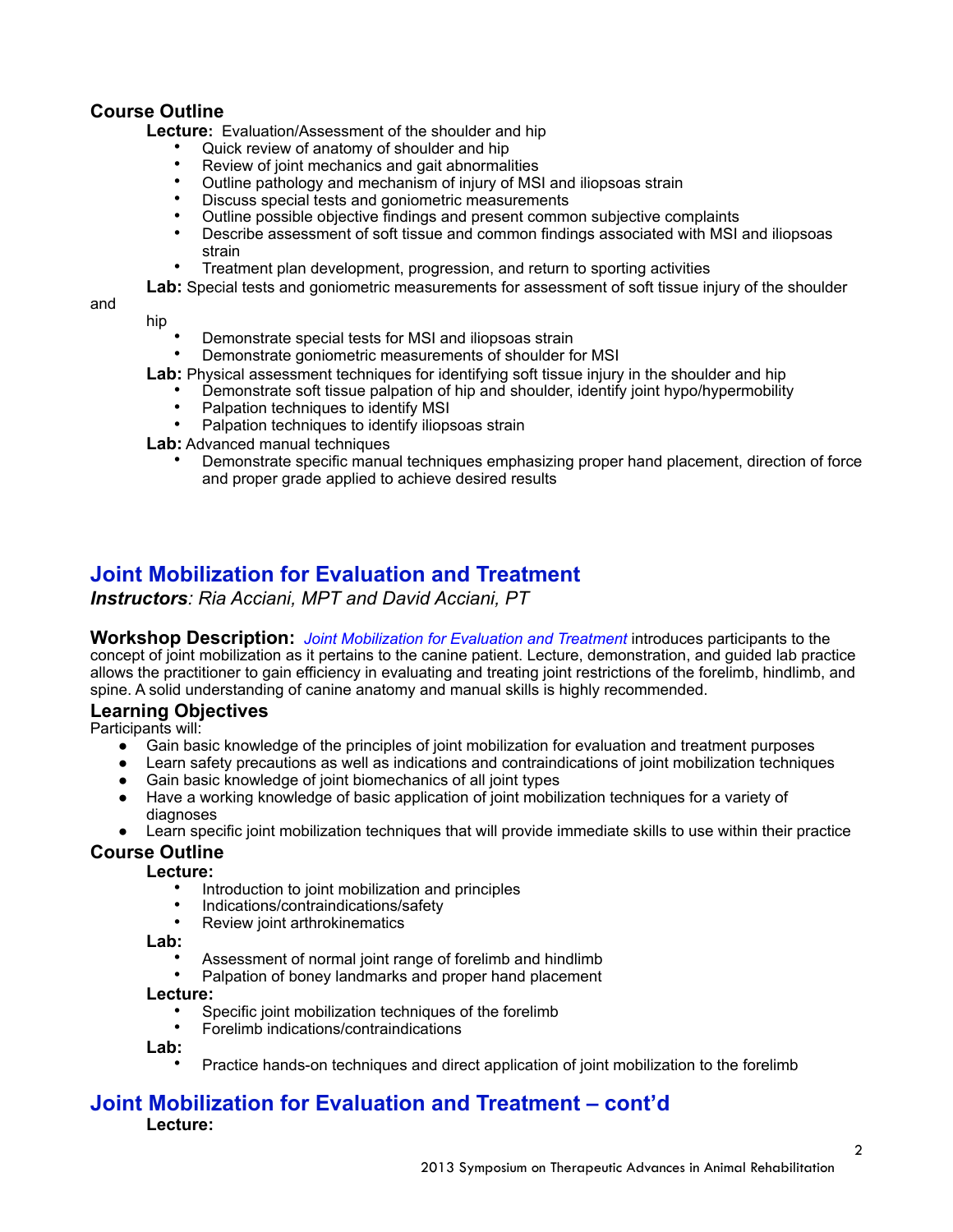### Course Outline

**Lecture:** Evaluation/Assessment of the shoulder and hip

- Quick review of anatomy of shoulder and hip
- Review of joint mechanics and gait abnormalities
- Outline pathology and mechanism of injury of MSI and iliopsoas strain
- Discuss special tests and goniometric measurements
- Outline possible objective findings and present common subjective complaints
- Describe assessment of soft tissue and common findings associated with MSI and iliopsoas strain
- Treatment plan development, progression, and return to sporting activities

**Lab:** Special tests and goniometric measurements for assessment of soft tissue injury of the shoulder and hip

- Demonstrate special tests for MSI and iliopsoas strain
- Demonstrate goniometric measurements of shoulder for MSI

**Lab:** Physical assessment techniques for identifying soft tissue injury in the shoulder and hip

- Demonstrate soft tissue palpation of hip and shoulder, identify joint hypo/hypermobility
- Palpation techniques to identify MSI
- Palpation techniques to identify iliopsoas strain

**Lab:** Advanced manual techniques

- Demonstrate specific manual techniques emphasizing proper hand placement, direction of force and proper grade applied to achieve desired results

## Joint Mobilization for Evaluation and Treatment

***Instructors**: Ria Acciani, MPT and David Acciani, PT*

**Workshop Description:** *Joint Mobilization for Evaluation and Treatment* introduces participants to the concept of joint mobilization as it pertains to the canine patient. Lecture, demonstration, and guided lab practice allows the practitioner to gain efficiency in evaluating and treating joint restrictions of the forelimb, hindlimb, and spine. A solid understanding of canine anatomy and manual skills is highly recommended.

### Learning Objectives

Participants will:

- Gain basic knowledge of the principles of joint mobilization for evaluation and treatment purposes
- Learn safety precautions as well as indications and contraindications of joint mobilization techniques
- Gain basic knowledge of joint biomechanics of all joint types
- Have a working knowledge of basic application of joint mobilization techniques for a variety of diagnoses
- Learn specific joint mobilization techniques that will provide immediate skills to use within their practice

### Course Outline

**Lecture:**

- Introduction to joint mobilization and principles
- Indications/contraindications/safety
- Review joint arthrokinematics

**Lab:**

- Assessment of normal joint range of forelimb and hindlimb
- Palpation of boney landmarks and proper hand placement

**Lecture:**

- Specific joint mobilization techniques of the forelimb
- Forelimb indications/contraindications

**Lab:**

- Practice hands-on techniques and direct application of joint mobilization to the forelimb

## Joint Mobilization for Evaluation and Treatment – cont'd

**Lecture:**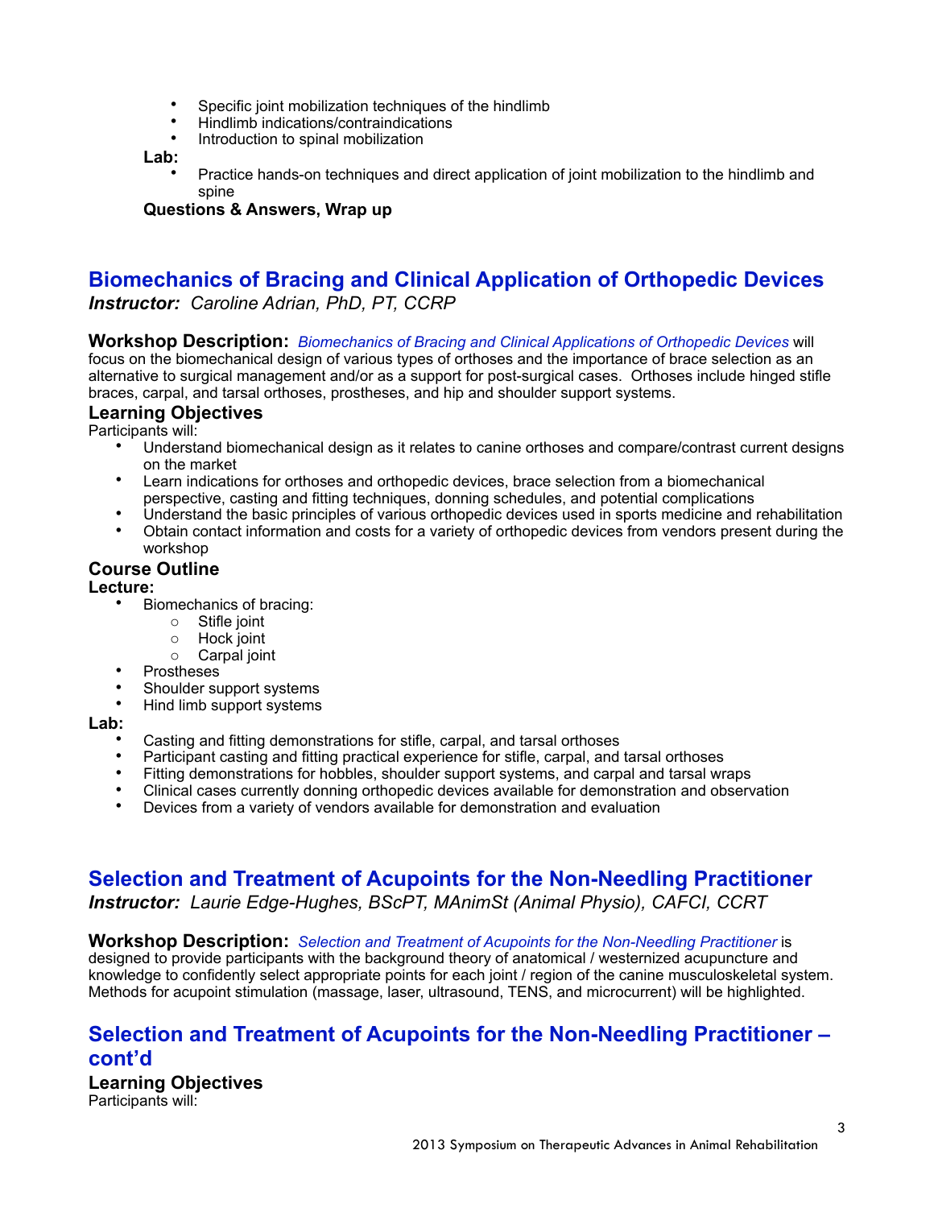- Specific joint mobilization techniques of the hindlimb
- Hindlimb indications/contraindications
- Introduction to spinal mobilization

**Lab:**

- Practice hands-on techniques and direct application of joint mobilization to the hindlimb and spine

**Questions & Answers, Wrap up**

## Biomechanics of Bracing and Clinical Application of Orthopedic Devices

***Instructor:*** *Caroline Adrian, PhD, PT, CCRP*

**Workshop Description:** *Biomechanics of Bracing and Clinical Applications of Orthopedic Devices* will focus on the biomechanical design of various types of orthoses and the importance of brace selection as an alternative to surgical management and/or as a support for post-surgical cases. Orthoses include hinged stifle braces, carpal, and tarsal orthoses, prostheses, and hip and shoulder support systems.

### Learning Objectives

Participants will:

- Understand biomechanical design as it relates to canine orthoses and compare/contrast current designs on the market
- Learn indications for orthoses and orthopedic devices, brace selection from a biomechanical perspective, casting and fitting techniques, donning schedules, and potential complications
- Understand the basic principles of various orthopedic devices used in sports medicine and rehabilitation
- Obtain contact information and costs for a variety of orthopedic devices from vendors present during the workshop

### Course Outline

**Lecture:**

- Biomechanics of bracing:
  - Stifle joint
  - Hock joint
  - Carpal joint
- Prostheses
- Shoulder support systems
- Hind limb support systems

**Lab:**

- Casting and fitting demonstrations for stifle, carpal, and tarsal orthoses
- Participant casting and fitting practical experience for stifle, carpal, and tarsal orthoses
- Fitting demonstrations for hobbles, shoulder support systems, and carpal and tarsal wraps
- Clinical cases currently donning orthopedic devices available for demonstration and observation
- Devices from a variety of vendors available for demonstration and evaluation

## Selection and Treatment of Acupoints for the Non-Needling Practitioner

***Instructor:*** *Laurie Edge-Hughes, BScPT, MAnimSt (Animal Physio), CAFCI, CCRT*

**Workshop Description:** *Selection and Treatment of Acupoints for the Non-Needling Practitioner* is designed to provide participants with the background theory of anatomical / westernized acupuncture and knowledge to confidently select appropriate points for each joint / region of the canine musculoskeletal system. Methods for acupoint stimulation (massage, laser, ultrasound, TENS, and microcurrent) will be highlighted.

## Selection and Treatment of Acupoints for the Non-Needling Practitioner – cont'd

### Learning Objectives

Participants will: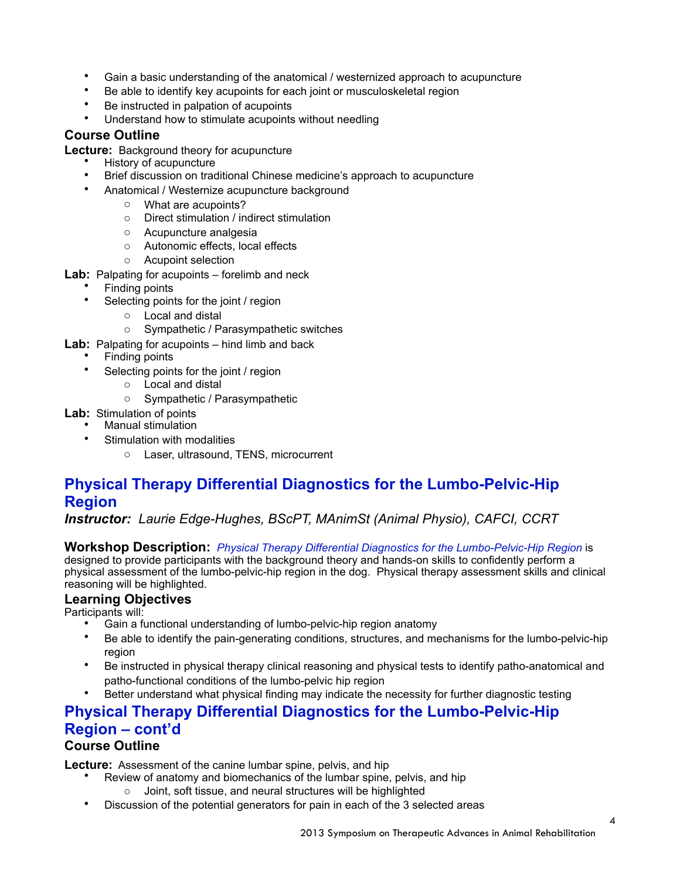- Gain a basic understanding of the anatomical / westernized approach to acupuncture
- Be able to identify key acupoints for each joint or musculoskeletal region
- Be instructed in palpation of acupoints
- Understand how to stimulate acupoints without needling

### Course Outline

**Lecture:** Background theory for acupuncture

- History of acupuncture
- Brief discussion on traditional Chinese medicine's approach to acupuncture
- Anatomical / Westernize acupuncture background
    - What are acupoints?
    - Direct stimulation / indirect stimulation
    - Acupuncture analgesia
    - Autonomic effects, local effects
    - Acupoint selection

**Lab:** Palpating for acupoints – forelimb and neck

- Finding points
- Selecting points for the joint / region
    - Local and distal
    - Sympathetic / Parasympathetic switches

**Lab:** Palpating for acupoints – hind limb and back

- Finding points
- Selecting points for the joint / region
    - Local and distal
    - Sympathetic / Parasympathetic

**Lab:** Stimulation of points

- Manual stimulation
- Stimulation with modalities
    - Laser, ultrasound, TENS, microcurrent

## Physical Therapy Differential Diagnostics for the Lumbo-Pelvic-Hip Region

***Instructor:** Laurie Edge-Hughes, BScPT, MAnimSt (Animal Physio), CAFCI, CCRT*

**Workshop Description:** *Physical Therapy Differential Diagnostics for the Lumbo-Pelvic-Hip Region* is designed to provide participants with the background theory and hands-on skills to confidently perform a physical assessment of the lumbo-pelvic-hip region in the dog. Physical therapy assessment skills and clinical reasoning will be highlighted.

### Learning Objectives

Participants will:

- Gain a functional understanding of lumbo-pelvic-hip region anatomy
- Be able to identify the pain-generating conditions, structures, and mechanisms for the lumbo-pelvic-hip region
- Be instructed in physical therapy clinical reasoning and physical tests to identify patho-anatomical and patho-functional conditions of the lumbo-pelvic hip region
- Better understand what physical finding may indicate the necessity for further diagnostic testing

## Physical Therapy Differential Diagnostics for the Lumbo-Pelvic-Hip Region – cont'd

### Course Outline

**Lecture:** Assessment of the canine lumbar spine, pelvis, and hip

- Review of anatomy and biomechanics of the lumbar spine, pelvis, and hip
    - Joint, soft tissue, and neural structures will be highlighted
- Discussion of the potential generators for pain in each of the 3 selected areas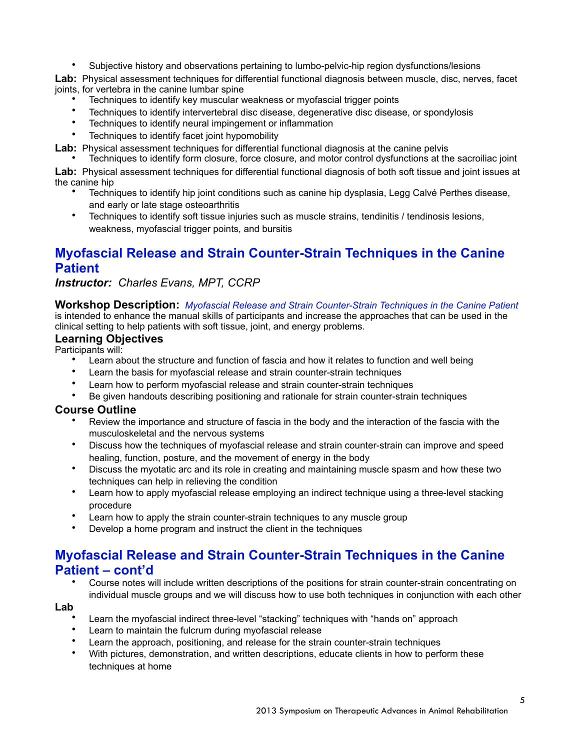- Subjective history and observations pertaining to lumbo-pelvic-hip region dysfunctions/lesions

**Lab:** Physical assessment techniques for differential functional diagnosis between muscle, disc, nerves, facet joints, for vertebra in the canine lumbar spine

- Techniques to identify key muscular weakness or myofascial trigger points
- Techniques to identify intervertebral disc disease, degenerative disc disease, or spondylosis
- Techniques to identify neural impingement or inflammation
- Techniques to identify facet joint hypomobility

**Lab:** Physical assessment techniques for differential functional diagnosis at the canine pelvis

- Techniques to identify form closure, force closure, and motor control dysfunctions at the sacroiliac joint

**Lab:** Physical assessment techniques for differential functional diagnosis of both soft tissue and joint issues at the canine hip

- Techniques to identify hip joint conditions such as canine hip dysplasia, Legg Calvé Perthes disease, and early or late stage osteoarthritis
- Techniques to identify soft tissue injuries such as muscle strains, tendinitis / tendinosis lesions, weakness, myofascial trigger points, and bursitis

## Myofascial Release and Strain Counter-Strain Techniques in the Canine Patient

***Instructor:*** *Charles Evans, MPT, CCRP*

**Workshop Description:** *Myofascial Release and Strain Counter-Strain Techniques in the Canine Patient* is intended to enhance the manual skills of participants and increase the approaches that can be used in the clinical setting to help patients with soft tissue, joint, and energy problems.

### Learning Objectives

Participants will:

- Learn about the structure and function of fascia and how it relates to function and well being
- Learn the basis for myofascial release and strain counter-strain techniques
- Learn how to perform myofascial release and strain counter-strain techniques
- Be given handouts describing positioning and rationale for strain counter-strain techniques

### Course Outline

- Review the importance and structure of fascia in the body and the interaction of the fascia with the musculoskeletal and the nervous systems
- Discuss how the techniques of myofascial release and strain counter-strain can improve and speed healing, function, posture, and the movement of energy in the body
- Discuss the myotatic arc and its role in creating and maintaining muscle spasm and how these two techniques can help in relieving the condition
- Learn how to apply myofascial release employing an indirect technique using a three-level stacking procedure
- Learn how to apply the strain counter-strain techniques to any muscle group
- Develop a home program and instruct the client in the techniques

## Myofascial Release and Strain Counter-Strain Techniques in the Canine Patient – cont'd

- Course notes will include written descriptions of the positions for strain counter-strain concentrating on individual muscle groups and we will discuss how to use both techniques in conjunction with each other

**Lab**

- Learn the myofascial indirect three-level "stacking" techniques with "hands on" approach
- Learn to maintain the fulcrum during myofascial release
- Learn the approach, positioning, and release for the strain counter-strain techniques
- With pictures, demonstration, and written descriptions, educate clients in how to perform these techniques at home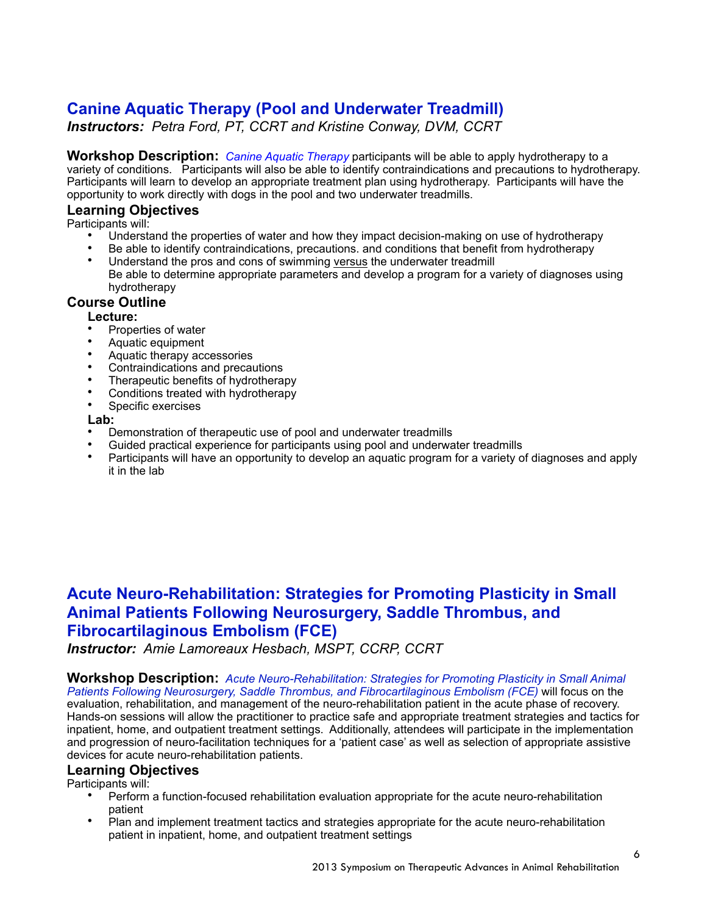## Canine Aquatic Therapy (Pool and Underwater Treadmill)

***Instructors:*** *Petra Ford, PT, CCRT and Kristine Conway, DVM, CCRT*

**Workshop Description:** *Canine Aquatic Therapy* participants will be able to apply hydrotherapy to a variety of conditions. Participants will also be able to identify contraindications and precautions to hydrotherapy. Participants will learn to develop an appropriate treatment plan using hydrotherapy. Participants will have the opportunity to work directly with dogs in the pool and two underwater treadmills.

### Learning Objectives

Participants will:

- Understand the properties of water and how they impact decision-making on use of hydrotherapy
- Be able to identify contraindications, precautions. and conditions that benefit from hydrotherapy
- Understand the pros and cons of swimming versus the underwater treadmill
  Be able to determine appropriate parameters and develop a program for a variety of diagnoses using hydrotherapy

### Course Outline

**Lecture:**

- Properties of water
- Aquatic equipment
- Aquatic therapy accessories
- Contraindications and precautions
- Therapeutic benefits of hydrotherapy
- Conditions treated with hydrotherapy
- Specific exercises

**Lab:**

- Demonstration of therapeutic use of pool and underwater treadmills
- Guided practical experience for participants using pool and underwater treadmills
- Participants will have an opportunity to develop an aquatic program for a variety of diagnoses and apply it in the lab

## Acute Neuro-Rehabilitation: Strategies for Promoting Plasticity in Small Animal Patients Following Neurosurgery, Saddle Thrombus, and Fibrocartilaginous Embolism (FCE)

***Instructor:*** *Amie Lamoreaux Hesbach, MSPT, CCRP, CCRT*

**Workshop Description:** *Acute Neuro-Rehabilitation: Strategies for Promoting Plasticity in Small Animal Patients Following Neurosurgery, Saddle Thrombus, and Fibrocartilaginous Embolism (FCE)* will focus on the evaluation, rehabilitation, and management of the neuro-rehabilitation patient in the acute phase of recovery. Hands-on sessions will allow the practitioner to practice safe and appropriate treatment strategies and tactics for inpatient, home, and outpatient treatment settings. Additionally, attendees will participate in the implementation and progression of neuro-facilitation techniques for a 'patient case' as well as selection of appropriate assistive devices for acute neuro-rehabilitation patients.

### Learning Objectives

Participants will:

- Perform a function-focused rehabilitation evaluation appropriate for the acute neuro-rehabilitation patient
- Plan and implement treatment tactics and strategies appropriate for the acute neuro-rehabilitation patient in inpatient, home, and outpatient treatment settings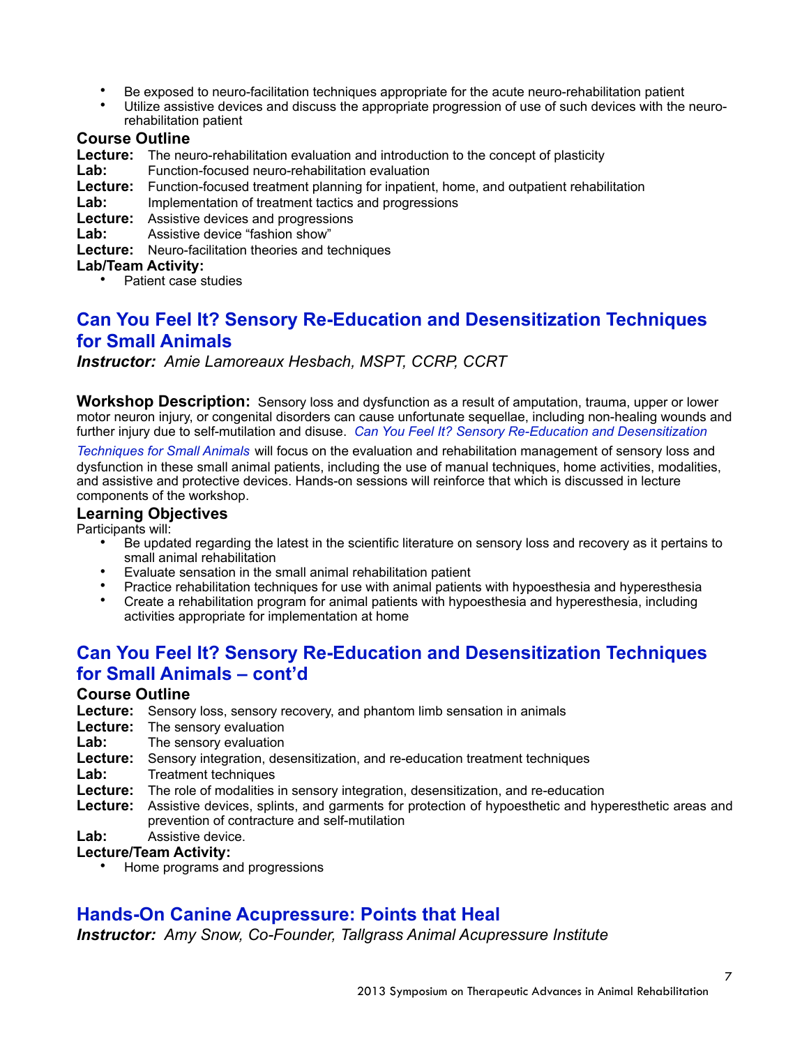- Be exposed to neuro-facilitation techniques appropriate for the acute neuro-rehabilitation patient
- Utilize assistive devices and discuss the appropriate progression of use of such devices with the neuro-rehabilitation patient

### Course Outline

**Lecture:** The neuro-rehabilitation evaluation and introduction to the concept of plasticity
**Lab:** Function-focused neuro-rehabilitation evaluation
**Lecture:** Function-focused treatment planning for inpatient, home, and outpatient rehabilitation
**Lab:** Implementation of treatment tactics and progressions
**Lecture:** Assistive devices and progressions
**Lab:** Assistive device "fashion show"
**Lecture:** Neuro-facilitation theories and techniques
**Lab/Team Activity:**

- Patient case studies

## Can You Feel It? Sensory Re-Education and Desensitization Techniques for Small Animals

***Instructor:*** *Amie Lamoreaux Hesbach, MSPT, CCRP, CCRT*

**Workshop Description:** Sensory loss and dysfunction as a result of amputation, trauma, upper or lower motor neuron injury, or congenital disorders can cause unfortunate sequellae, including non-healing wounds and further injury due to self-mutilation and disuse. *Can You Feel It? Sensory Re-Education and Desensitization Techniques for Small Animals* will focus on the evaluation and rehabilitation management of sensory loss and dysfunction in these small animal patients, including the use of manual techniques, home activities, modalities, and assistive and protective devices. Hands-on sessions will reinforce that which is discussed in lecture components of the workshop.

### Learning Objectives

Participants will:

- Be updated regarding the latest in the scientific literature on sensory loss and recovery as it pertains to small animal rehabilitation
- Evaluate sensation in the small animal rehabilitation patient
- Practice rehabilitation techniques for use with animal patients with hypoesthesia and hyperesthesia
- Create a rehabilitation program for animal patients with hypoesthesia and hyperesthesia, including activities appropriate for implementation at home

## Can You Feel It? Sensory Re-Education and Desensitization Techniques for Small Animals – cont'd

### Course Outline

**Lecture:** Sensory loss, sensory recovery, and phantom limb sensation in animals
**Lecture:** The sensory evaluation
**Lab:** The sensory evaluation
**Lecture:** Sensory integration, desensitization, and re-education treatment techniques
**Lab:** Treatment techniques
**Lecture:** The role of modalities in sensory integration, desensitization, and re-education
**Lecture:** Assistive devices, splints, and garments for protection of hypoesthetic and hyperesthetic areas and prevention of contracture and self-mutilation
**Lab:** Assistive device.
**Lecture/Team Activity:**

- Home programs and progressions

## Hands-On Canine Acupressure: Points that Heal

***Instructor:*** *Amy Snow, Co-Founder, Tallgrass Animal Acupressure Institute*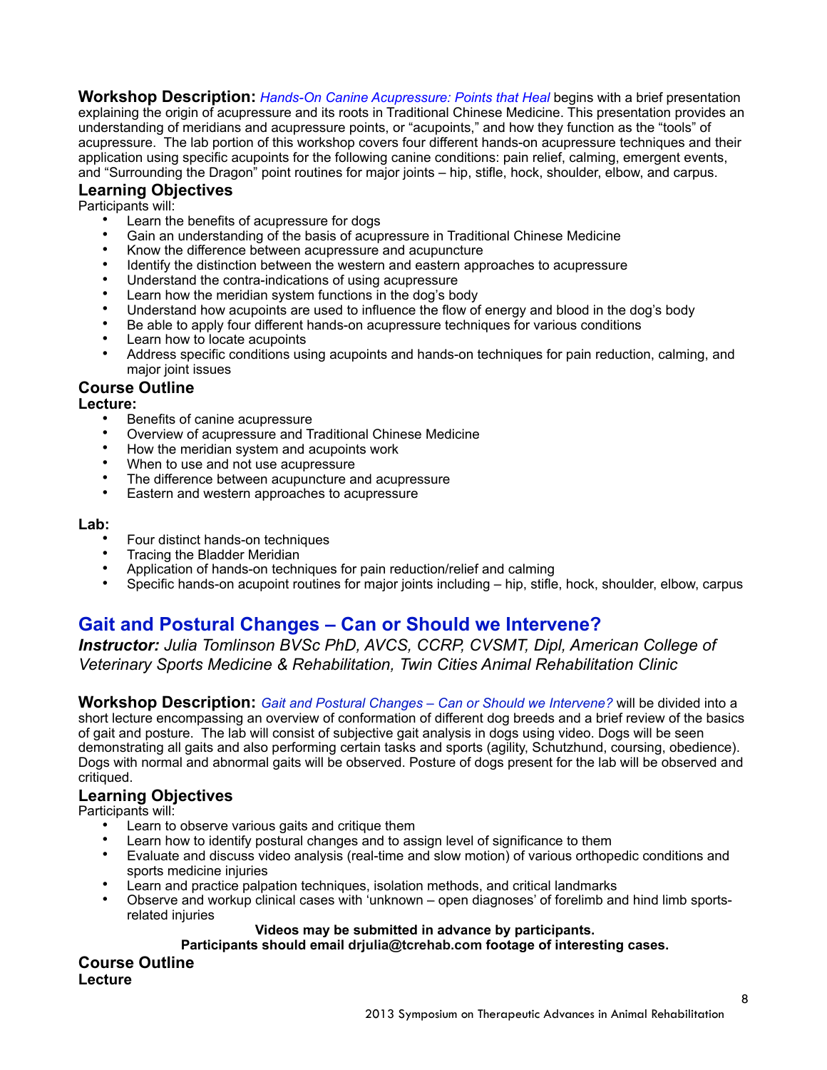**Workshop Description:** *Hands-On Canine Acupressure: Points that Heal* begins with a brief presentation explaining the origin of acupressure and its roots in Traditional Chinese Medicine. This presentation provides an understanding of meridians and acupressure points, or "acupoints," and how they function as the "tools" of acupressure. The lab portion of this workshop covers four different hands-on acupressure techniques and their application using specific acupoints for the following canine conditions: pain relief, calming, emergent events, and "Surrounding the Dragon" point routines for major joints – hip, stifle, hock, shoulder, elbow, and carpus.

### Learning Objectives

Participants will:

- Learn the benefits of acupressure for dogs
- Gain an understanding of the basis of acupressure in Traditional Chinese Medicine
- Know the difference between acupressure and acupuncture
- Identify the distinction between the western and eastern approaches to acupressure
- Understand the contra-indications of using acupressure
- Learn how the meridian system functions in the dog's body
- Understand how acupoints are used to influence the flow of energy and blood in the dog's body
- Be able to apply four different hands-on acupressure techniques for various conditions
- Learn how to locate acupoints
- Address specific conditions using acupoints and hands-on techniques for pain reduction, calming, and major joint issues

### Course Outline

**Lecture:**

- Benefits of canine acupressure
- Overview of acupressure and Traditional Chinese Medicine
- How the meridian system and acupoints work
- When to use and not use acupressure
- The difference between acupuncture and acupressure
- Eastern and western approaches to acupressure

**Lab:**

- Four distinct hands-on techniques
- Tracing the Bladder Meridian
- Application of hands-on techniques for pain reduction/relief and calming
- Specific hands-on acupoint routines for major joints including – hip, stifle, hock, shoulder, elbow, carpus

## Gait and Postural Changes – Can or Should we Intervene?

***Instructor:** Julia Tomlinson BVSc PhD, AVCS, CCRP, CVSMT, Dipl, American College of Veterinary Sports Medicine & Rehabilitation, Twin Cities Animal Rehabilitation Clinic*

**Workshop Description:** *Gait and Postural Changes – Can or Should we Intervene?* will be divided into a short lecture encompassing an overview of conformation of different dog breeds and a brief review of the basics of gait and posture. The lab will consist of subjective gait analysis in dogs using video. Dogs will be seen demonstrating all gaits and also performing certain tasks and sports (agility, Schutzhund, coursing, obedience). Dogs with normal and abnormal gaits will be observed. Posture of dogs present for the lab will be observed and critiqued.

### Learning Objectives

Participants will:

- Learn to observe various gaits and critique them
- Learn how to identify postural changes and to assign level of significance to them
- Evaluate and discuss video analysis (real-time and slow motion) of various orthopedic conditions and sports medicine injuries
- Learn and practice palpation techniques, isolation methods, and critical landmarks
- Observe and workup clinical cases with 'unknown – open diagnoses' of forelimb and hind limb sports-related injuries

**Videos may be submitted in advance by participants.**
**Participants should email drjulia@tcrehab.com footage of interesting cases.**

### Course Outline

**Lecture**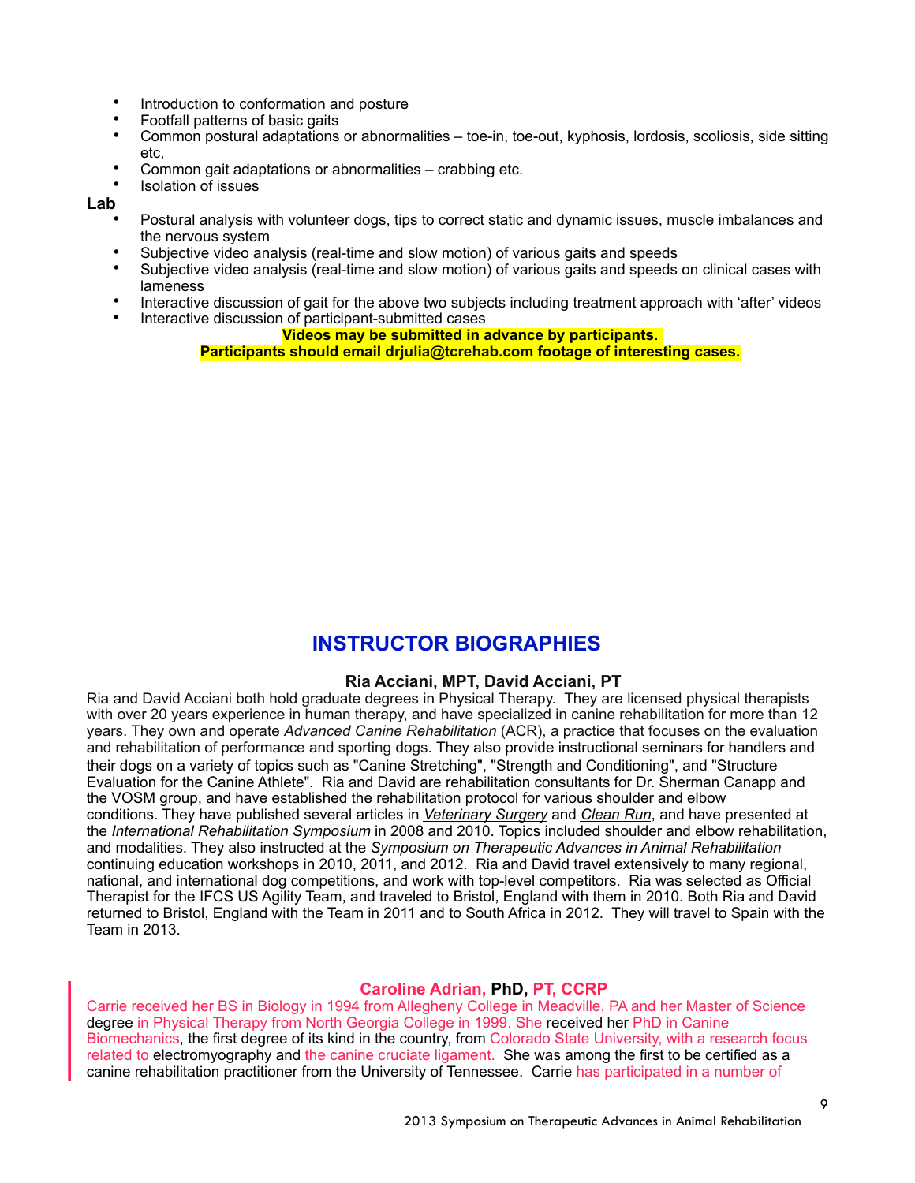- Introduction to conformation and posture
- Footfall patterns of basic gaits
- Common postural adaptations or abnormalities – toe-in, toe-out, kyphosis, lordosis, scoliosis, side sitting etc,
- Common gait adaptations or abnormalities – crabbing etc.
- Isolation of issues

**Lab**

- Postural analysis with volunteer dogs, tips to correct static and dynamic issues, muscle imbalances and the nervous system
- Subjective video analysis (real-time and slow motion) of various gaits and speeds
- Subjective video analysis (real-time and slow motion) of various gaits and speeds on clinical cases with lameness
- Interactive discussion of gait for the above two subjects including treatment approach with 'after' videos
- Interactive discussion of participant-submitted cases

**Videos may be submitted in advance by participants.**
**Participants should email drjulia@tcrehab.com footage of interesting cases.**

## INSTRUCTOR BIOGRAPHIES

### Ria Acciani, MPT, David Acciani, PT

Ria and David Acciani both hold graduate degrees in Physical Therapy. They are licensed physical therapists with over 20 years experience in human therapy, and have specialized in canine rehabilitation for more than 12 years. They own and operate *Advanced Canine Rehabilitation* (ACR), a practice that focuses on the evaluation and rehabilitation of performance and sporting dogs. They also provide instructional seminars for handlers and their dogs on a variety of topics such as "Canine Stretching", "Strength and Conditioning", and "Structure Evaluation for the Canine Athlete". Ria and David are rehabilitation consultants for Dr. Sherman Canapp and the VOSM group, and have established the rehabilitation protocol for various shoulder and elbow conditions. They have published several articles in *Veterinary Surgery* and *Clean Run*, and have presented at the *International Rehabilitation Symposium* in 2008 and 2010. Topics included shoulder and elbow rehabilitation, and modalities. They also instructed at the *Symposium on Therapeutic Advances in Animal Rehabilitation* continuing education workshops in 2010, 2011, and 2012. Ria and David travel extensively to many regional, national, and international dog competitions, and work with top-level competitors. Ria was selected as Official Therapist for the IFCS US Agility Team, and traveled to Bristol, England with them in 2010. Both Ria and David returned to Bristol, England with the Team in 2011 and to South Africa in 2012. They will travel to Spain with the Team in 2013.

### Caroline Adrian, PhD, PT, CCRP

Carrie received her BS in Biology in 1994 from Allegheny College in Meadville, PA and her Master of Science degree in Physical Therapy from North Georgia College in 1999. She received her PhD in Canine Biomechanics, the first degree of its kind in the country, from Colorado State University, with a research focus related to electromyography and the canine cruciate ligament. She was among the first to be certified as a canine rehabilitation practitioner from the University of Tennessee. Carrie has participated in a number of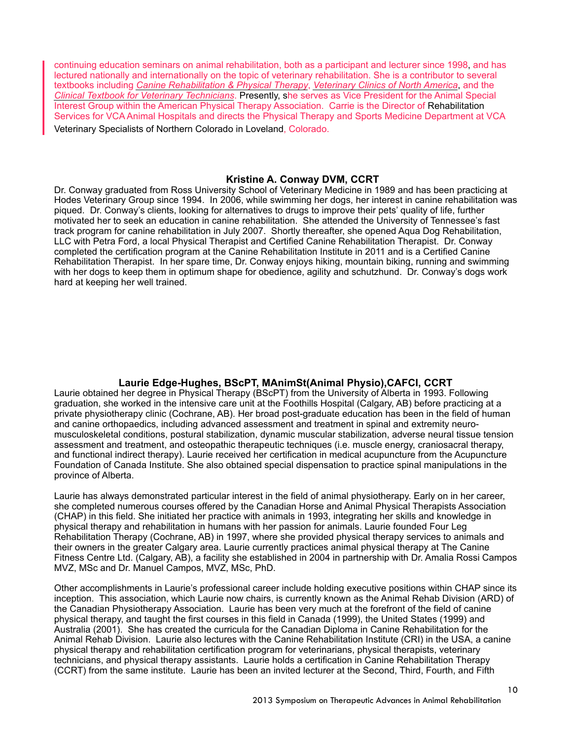continuing education seminars on animal rehabilitation, both as a participant and lecturer since 1998, and has lectured nationally and internationally on the topic of veterinary rehabilitation. She is a contributor to several textbooks including *Canine Rehabilitation & Physical Therapy*, *Veterinary Clinics of North America*, and the *Clinical Textbook for Veterinary Technicians*. Presently, she serves as Vice President for the Animal Special Interest Group within the American Physical Therapy Association. Carrie is the Director of Rehabilitation Services for VCA Animal Hospitals and directs the Physical Therapy and Sports Medicine Department at VCA Veterinary Specialists of Northern Colorado in Loveland, Colorado.

## Kristine A. Conway DVM, CCRT

Dr. Conway graduated from Ross University School of Veterinary Medicine in 1989 and has been practicing at Hodes Veterinary Group since 1994. In 2006, while swimming her dogs, her interest in canine rehabilitation was piqued. Dr. Conway's clients, looking for alternatives to drugs to improve their pets' quality of life, further motivated her to seek an education in canine rehabilitation. She attended the University of Tennessee's fast track program for canine rehabilitation in July 2007. Shortly thereafter, she opened Aqua Dog Rehabilitation, LLC with Petra Ford, a local Physical Therapist and Certified Canine Rehabilitation Therapist. Dr. Conway completed the certification program at the Canine Rehabilitation Institute in 2011 and is a Certified Canine Rehabilitation Therapist. In her spare time, Dr. Conway enjoys hiking, mountain biking, running and swimming with her dogs to keep them in optimum shape for obedience, agility and schutzhund. Dr. Conway's dogs work hard at keeping her well trained.

## Laurie Edge-Hughes, BScPT, MAnimSt(Animal Physio),CAFCI, CCRT

Laurie obtained her degree in Physical Therapy (BScPT) from the University of Alberta in 1993. Following graduation, she worked in the intensive care unit at the Foothills Hospital (Calgary, AB) before practicing at a private physiotherapy clinic (Cochrane, AB). Her broad post-graduate education has been in the field of human and canine orthopaedics, including advanced assessment and treatment in spinal and extremity neuro-musculoskeletal conditions, postural stabilization, dynamic muscular stabilization, adverse neural tissue tension assessment and treatment, and osteopathic therapeutic techniques (i.e. muscle energy, craniosacral therapy, and functional indirect therapy). Laurie received her certification in medical acupuncture from the Acupuncture Foundation of Canada Institute. She also obtained special dispensation to practice spinal manipulations in the province of Alberta.

Laurie has always demonstrated particular interest in the field of animal physiotherapy. Early on in her career, she completed numerous courses offered by the Canadian Horse and Animal Physical Therapists Association (CHAP) in this field. She initiated her practice with animals in 1993, integrating her skills and knowledge in physical therapy and rehabilitation in humans with her passion for animals. Laurie founded Four Leg Rehabilitation Therapy (Cochrane, AB) in 1997, where she provided physical therapy services to animals and their owners in the greater Calgary area. Laurie currently practices animal physical therapy at The Canine Fitness Centre Ltd. (Calgary, AB), a facility she established in 2004 in partnership with Dr. Amalia Rossi Campos MVZ, MSc and Dr. Manuel Campos, MVZ, MSc, PhD.

Other accomplishments in Laurie's professional career include holding executive positions within CHAP since its inception. This association, which Laurie now chairs, is currently known as the Animal Rehab Division (ARD) of the Canadian Physiotherapy Association. Laurie has been very much at the forefront of the field of canine physical therapy, and taught the first courses in this field in Canada (1999), the United States (1999) and Australia (2001). She has created the curricula for the Canadian Diploma in Canine Rehabilitation for the Animal Rehab Division. Laurie also lectures with the Canine Rehabilitation Institute (CRI) in the USA, a canine physical therapy and rehabilitation certification program for veterinarians, physical therapists, veterinary technicians, and physical therapy assistants. Laurie holds a certification in Canine Rehabilitation Therapy (CCRT) from the same institute. Laurie has been an invited lecturer at the Second, Third, Fourth, and Fifth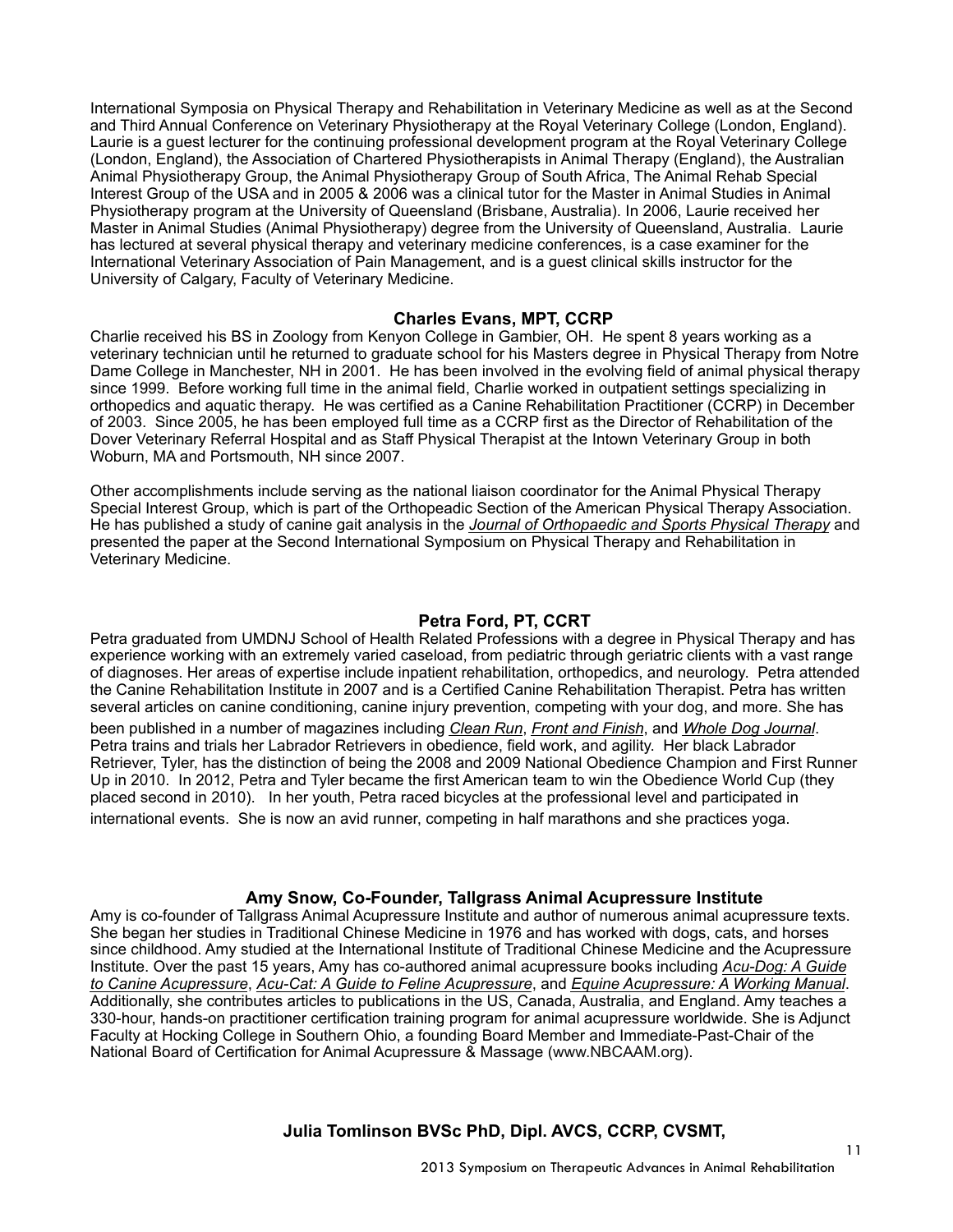International Symposia on Physical Therapy and Rehabilitation in Veterinary Medicine as well as at the Second and Third Annual Conference on Veterinary Physiotherapy at the Royal Veterinary College (London, England). Laurie is a guest lecturer for the continuing professional development program at the Royal Veterinary College (London, England), the Association of Chartered Physiotherapists in Animal Therapy (England), the Australian Animal Physiotherapy Group, the Animal Physiotherapy Group of South Africa, The Animal Rehab Special Interest Group of the USA and in 2005 & 2006 was a clinical tutor for the Master in Animal Studies in Animal Physiotherapy program at the University of Queensland (Brisbane, Australia). In 2006, Laurie received her Master in Animal Studies (Animal Physiotherapy) degree from the University of Queensland, Australia. Laurie has lectured at several physical therapy and veterinary medicine conferences, is a case examiner for the International Veterinary Association of Pain Management, and is a guest clinical skills instructor for the University of Calgary, Faculty of Veterinary Medicine.

### Charles Evans, MPT, CCRP

Charlie received his BS in Zoology from Kenyon College in Gambier, OH. He spent 8 years working as a veterinary technician until he returned to graduate school for his Masters degree in Physical Therapy from Notre Dame College in Manchester, NH in 2001. He has been involved in the evolving field of animal physical therapy since 1999. Before working full time in the animal field, Charlie worked in outpatient settings specializing in orthopedics and aquatic therapy. He was certified as a Canine Rehabilitation Practitioner (CCRP) in December of 2003. Since 2005, he has been employed full time as a CCRP first as the Director of Rehabilitation of the Dover Veterinary Referral Hospital and as Staff Physical Therapist at the Intown Veterinary Group in both Woburn, MA and Portsmouth, NH since 2007.

Other accomplishments include serving as the national liaison coordinator for the Animal Physical Therapy Special Interest Group, which is part of the Orthopaedic Section of the American Physical Therapy Association. He has published a study of canine gait analysis in the *Journal of Orthopaedic and Sports Physical Therapy* and presented the paper at the Second International Symposium on Physical Therapy and Rehabilitation in Veterinary Medicine.

### Petra Ford, PT, CCRT

Petra graduated from UMDNJ School of Health Related Professions with a degree in Physical Therapy and has experience working with an extremely varied caseload, from pediatric through geriatric clients with a vast range of diagnoses. Her areas of expertise include inpatient rehabilitation, orthopedics, and neurology. Petra attended the Canine Rehabilitation Institute in 2007 and is a Certified Canine Rehabilitation Therapist. Petra has written several articles on canine conditioning, canine injury prevention, competing with your dog, and more. She has been published in a number of magazines including *Clean Run*, *Front and Finish*, and *Whole Dog Journal*. Petra trains and trials her Labrador Retrievers in obedience, field work, and agility. Her black Labrador Retriever, Tyler, has the distinction of being the 2008 and 2009 National Obedience Champion and First Runner Up in 2010. In 2012, Petra and Tyler became the first American team to win the Obedience World Cup (they placed second in 2010). In her youth, Petra raced bicycles at the professional level and participated in international events. She is now an avid runner, competing in half marathons and she practices yoga.

### Amy Snow, Co-Founder, Tallgrass Animal Acupressure Institute

Amy is co-founder of Tallgrass Animal Acupressure Institute and author of numerous animal acupressure texts. She began her studies in Traditional Chinese Medicine in 1976 and has worked with dogs, cats, and horses since childhood. Amy studied at the International Institute of Traditional Chinese Medicine and the Acupressure Institute. Over the past 15 years, Amy has co-authored animal acupressure books including *Acu-Dog: A Guide to Canine Acupressure*, *Acu-Cat: A Guide to Feline Acupressure*, and *Equine Acupressure: A Working Manual*. Additionally, she contributes articles to publications in the US, Canada, Australia, and England. Amy teaches a 330-hour, hands-on practitioner certification training program for animal acupressure worldwide. She is Adjunct Faculty at Hocking College in Southern Ohio, a founding Board Member and Immediate-Past-Chair of the National Board of Certification for Animal Acupressure & Massage (www.NBCAAM.org).

### Julia Tomlinson BVSc PhD, Dipl. AVCS, CCRP, CVSMT,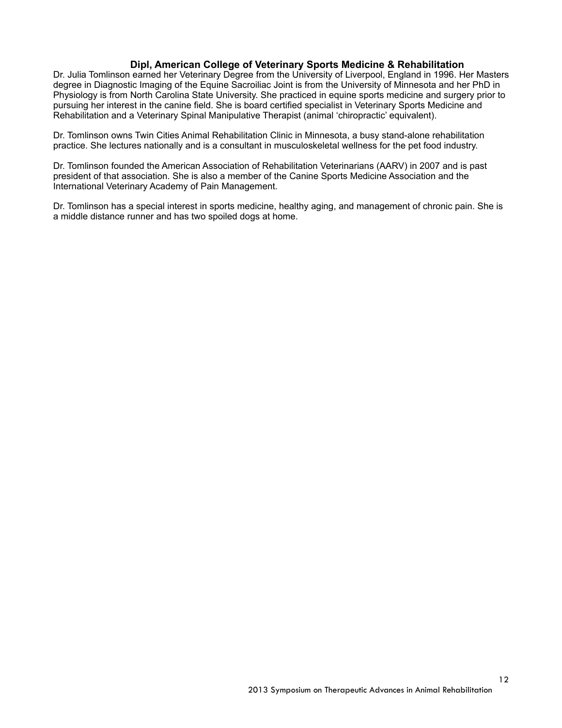**Dipl, American College of Veterinary Sports Medicine & Rehabilitation**

Dr. Julia Tomlinson earned her Veterinary Degree from the University of Liverpool, England in 1996. Her Masters degree in Diagnostic Imaging of the Equine Sacroiliac Joint is from the University of Minnesota and her PhD in Physiology is from North Carolina State University. She practiced in equine sports medicine and surgery prior to pursuing her interest in the canine field. She is board certified specialist in Veterinary Sports Medicine and Rehabilitation and a Veterinary Spinal Manipulative Therapist (animal 'chiropractic' equivalent).

Dr. Tomlinson owns Twin Cities Animal Rehabilitation Clinic in Minnesota, a busy stand-alone rehabilitation practice. She lectures nationally and is a consultant in musculoskeletal wellness for the pet food industry.

Dr. Tomlinson founded the American Association of Rehabilitation Veterinarians (AARV) in 2007 and is past president of that association. She is also a member of the Canine Sports Medicine Association and the International Veterinary Academy of Pain Management.

Dr. Tomlinson has a special interest in sports medicine, healthy aging, and management of chronic pain. She is a middle distance runner and has two spoiled dogs at home.